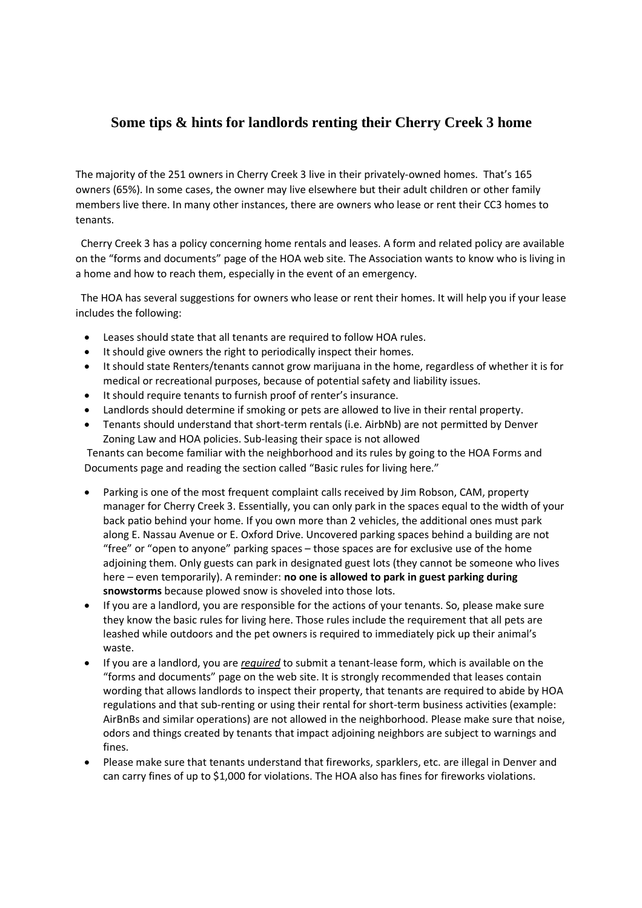## Some tips & hints for landlords renting their Cherry Creek 3 home

The majority of the 251 owners in Cherry Creek 3 live in their privately-owned homes. That's 165 owners (65%). In some cases, the owner may live elsewhere but their adult children or other family members live there. In many other instances, there are owners who lease or rent their CC3 homes to tenants.

Cherry Creek 3 has a policy concerning home rentals and leases. A form and related policy are available on the "forms and documents" page of the HOA web site. The Association wants to know who is living in a home and how to reach them, especially in the event of an emergency.

The HOA has several suggestions for owners who lease or rent their homes. It will help you if your lease includes the following:

- Leases should state that all tenants are required to follow HOA rules.
- It should give owners the right to periodically inspect their homes.
- It should state Renters/tenants cannot grow marijuana in the home, regardless of whether it is for medical or recreational purposes, because of potential safety and liability issues.
- It should require tenants to furnish proof of renter's insurance.
- Landlords should determine if smoking or pets are allowed to live in their rental property.
- Tenants should understand that short-term rentals (i.e. AirbNb) are not permitted by Denver Zoning Law and HOA policies. Sub-leasing their space is not allowed

Tenants can become familiar with the neighborhood and its rules by going to the HOA Forms and Documents page and reading the section called "Basic rules for living here."

- Parking is one of the most frequent complaint calls received by Jim Robson, CAM, property manager for Cherry Creek 3. Essentially, you can only park in the spaces equal to the width of your back patio behind your home. If you own more than 2 vehicles, the additional ones must park along E. Nassau Avenue or E. Oxford Drive. Uncovered parking spaces behind a building are not "free" or "open to anyone" parking spaces – those spaces are for exclusive use of the home adjoining them. Only guests can park in designated guest lots (they cannot be someone who lives here – even temporarily). A reminder: **no one is allowed to park in guest parking during snowstorms** because plowed snow is shoveled into those lots.
- If you are a landlord, you are responsible for the actions of your tenants. So, please make sure they know the basic rules for living here. Those rules include the requirement that all pets are leashed while outdoors and the pet owners is required to immediately pick up their animal's waste.
- If you are a landlord, you are ***required*** to submit a tenant-lease form, which is available on the "forms and documents" page on the web site. It is strongly recommended that leases contain wording that allows landlords to inspect their property, that tenants are required to abide by HOA regulations and that sub-renting or using their rental for short-term business activities (example: AirBnBs and similar operations) are not allowed in the neighborhood. Please make sure that noise, odors and things created by tenants that impact adjoining neighbors are subject to warnings and fines.
- Please make sure that tenants understand that fireworks, sparklers, etc. are illegal in Denver and can carry fines of up to $1,000 for violations. The HOA also has fines for fireworks violations.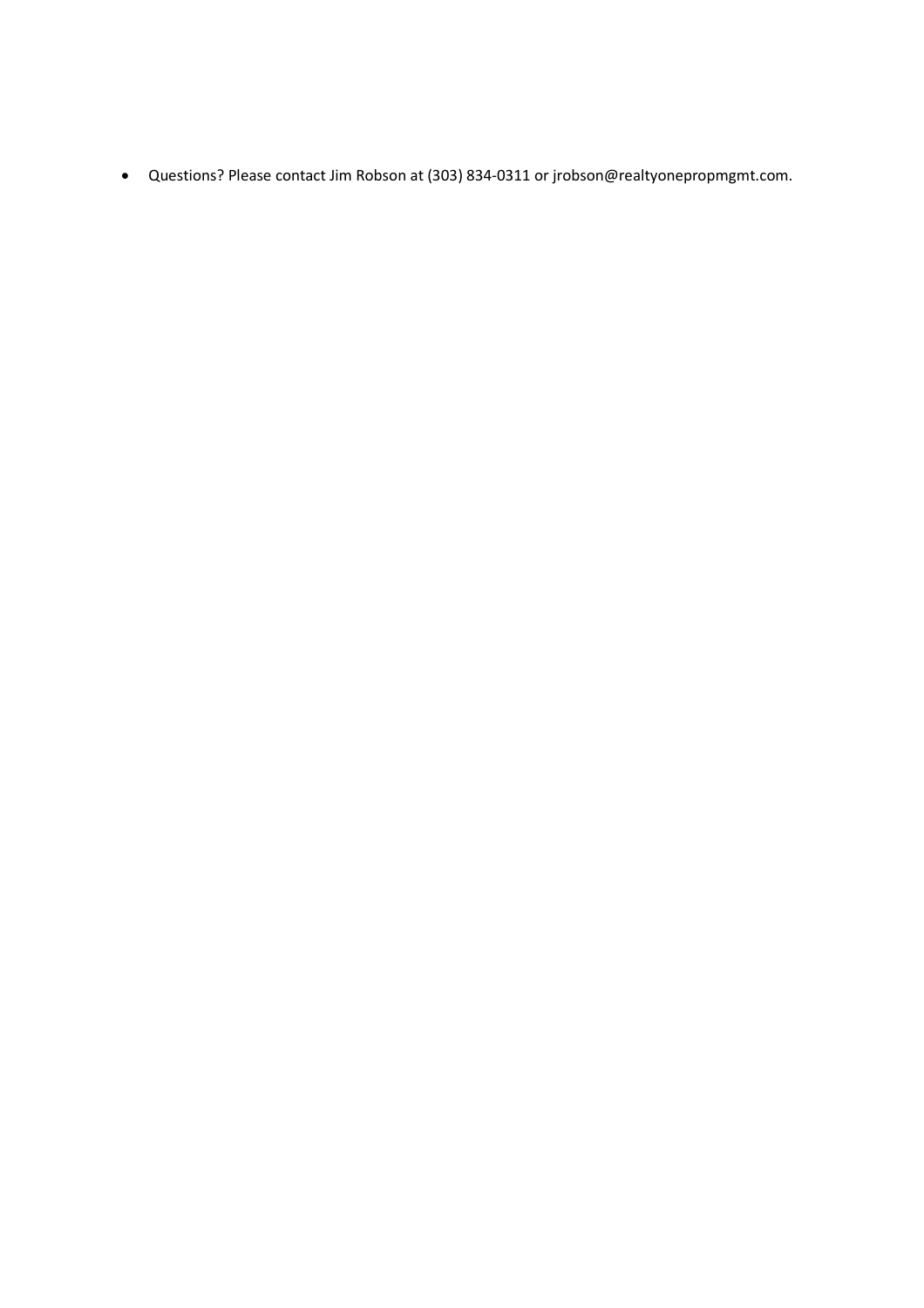- Questions? Please contact Jim Robson at (303) 834-0311 or jrobson@realtyonepropmgmt.com.